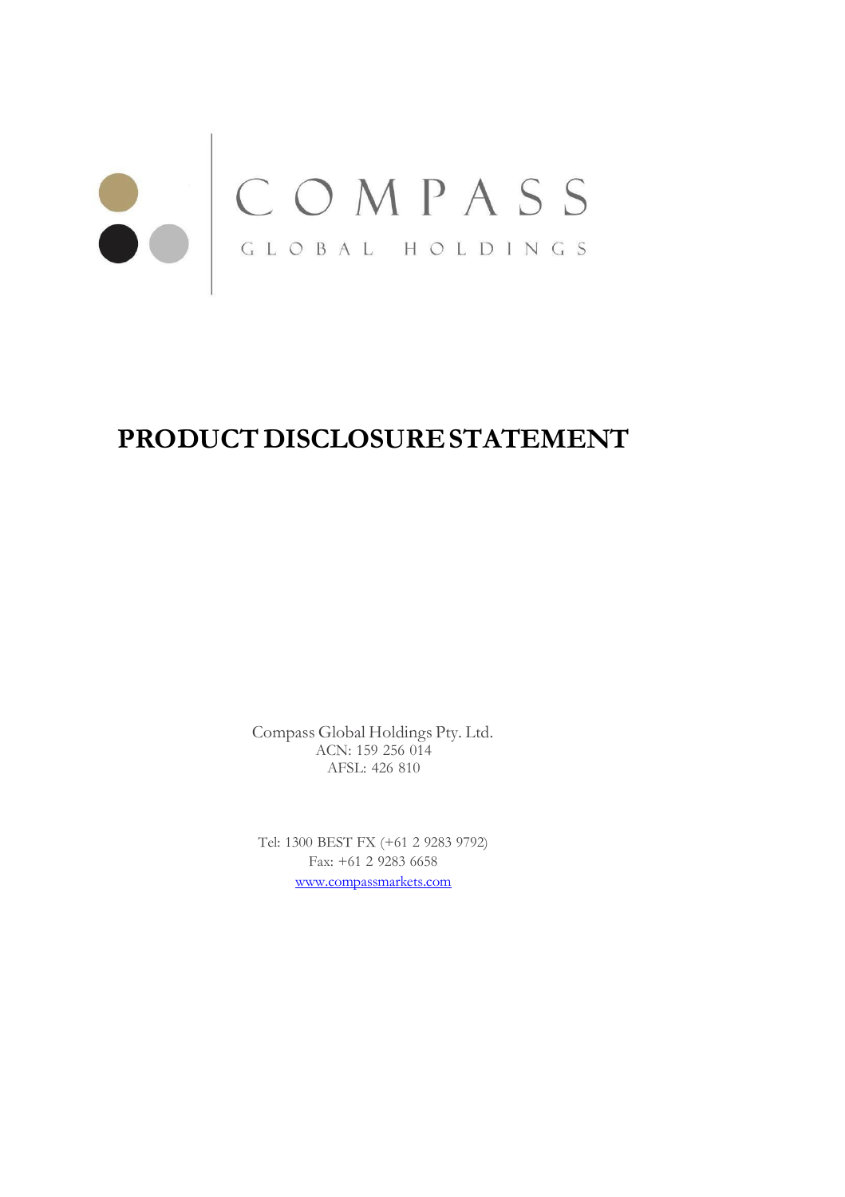COMPASS

GLOBAL HOLDINGS

# PRODUCT DISCLOSURE STATEMENT

Compass Global Holdings Pty. Ltd.
ACN: 159 256 014
AFSL: 426 810

Tel: 1300 BEST FX (+61 2 9283 9792)
Fax: +61 2 9283 6658
[www.compassmarkets.com](http://www.compassmarkets.com)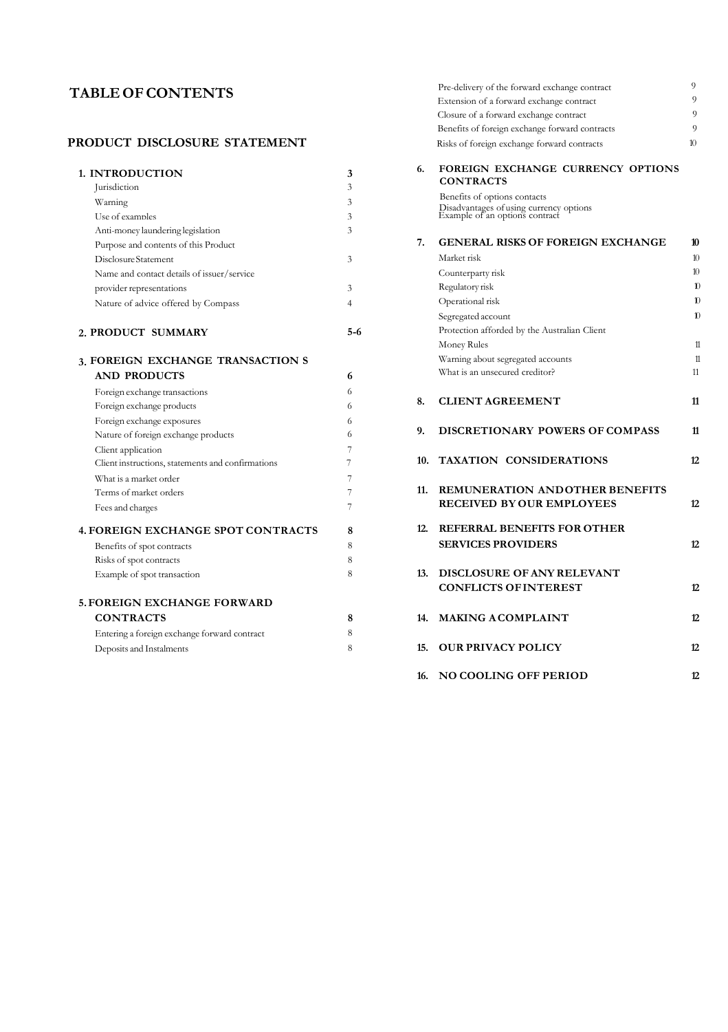# TABLE OF CONTENTS

## PRODUCT DISCLOSURE STATEMENT

| Section | Page |
|---|---|
| **1. INTRODUCTION** | **3** |
| Jurisdiction | 3 |
| Warning | 3 |
| Use of examples | 3 |
| Anti-money laundering legislation | 3 |
| Purpose and contents of this Product Disclosure Statement | 3 |
| Name and contact details of issuer/service provider representations | 3 |
| Nature of advice offered by Compass | 4 |
| **2. PRODUCT SUMMARY** | **5-6** |
| **3. FOREIGN EXCHANGE TRANSACTION S AND PRODUCTS** | **6** |
| Foreign exchange transactions | 6 |
| Foreign exchange products | 6 |
| Foreign exchange exposures | 6 |
| Nature of foreign exchange products | 6 |
| Client application | 7 |
| Client instructions, statements and confirmations | 7 |
| What is a market order | 7 |
| Terms of market orders | 7 |
| Fees and charges | 7 |
| **4. FOREIGN EXCHANGE SPOT CONTRACTS** | **8** |
| Benefits of spot contracts | 8 |
| Risks of spot contracts | 8 |
| Example of spot transaction | 8 |
| **5. FOREIGN EXCHANGE FORWARD CONTRACTS** | **8** |
| Entering a foreign exchange forward contract | 8 |
| Deposits and Instalments | 8 |
| Pre-delivery of the forward exchange contract | 9 |
| Extension of a forward exchange contract | 9 |
| Closure of a forward exchange contract | 9 |
| Benefits of foreign exchange forward contracts | 9 |
| Risks of foreign exchange forward contracts | 10 |
| **6. FOREIGN EXCHANGE CURRENCY OPTIONS CONTRACTS** | |
| Benefits of options contacts | |
| Disadvantages of using currency options | |
| Example of an options contract | |
| **7. GENERAL RISKS OF FOREIGN EXCHANGE** | **10** |
| Market risk | 10 |
| Counterparty risk | 10 |
| Regulatory risk | 10 |
| Operational risk | 10 |
| Segregated account | 10 |
| Protection afforded by the Australian Client Money Rules | 11 |
| Warning about segregated accounts | 11 |
| What is an unsecured creditor? | 11 |
| **8. CLIENT AGREEMENT** | **11** |
| **9. DISCRETIONARY POWERS OF COMPASS** | **11** |
| **10. TAXATION CONSIDERATIONS** | **12** |
| **11. REMUNERATION AND OTHER BENEFITS RECEIVED BY OUR EMPLOYEES** | **12** |
| **12. REFERRAL BENEFITS FOR OTHER SERVICES PROVIDERS** | **12** |
| **13. DISCLOSURE OF ANY RELEVANT CONFLICTS OF INTEREST** | **12** |
| **14. MAKING A COMPLAINT** | **12** |
| **15. OUR PRIVACY POLICY** | **12** |
| **16. NO COOLING OFF PERIOD** | **12** |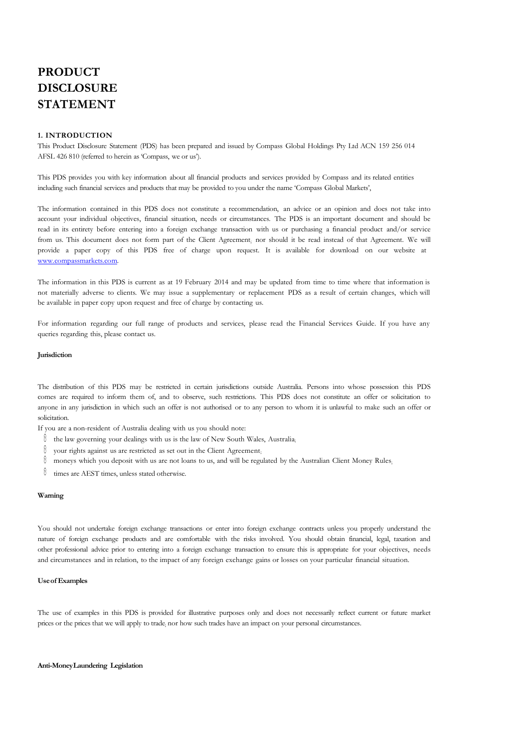# PRODUCT DISCLOSURE STATEMENT

## 1. INTRODUCTION

This Product Disclosure Statement (PDS) has been prepared and issued by Compass Global Holdings Pty Ltd ACN 159 256 014 AFSL 426 810 (referred to herein as 'Compass, we or us').

This PDS provides you with key information about all financial products and services provided by Compass and its related entities including such financial services and products that may be provided to you under the name 'Compass Global Markets',

The information contained in this PDS does not constitute a recommendation, an advice or an opinion and does not take into account your individual objectives, financial situation, needs or circumstances. The PDS is an important document and should be read in its entirety before entering into a foreign exchange transaction with us or purchasing a financial product and/or service from us. This document does not form part of the Client Agreement; nor should it be read instead of that Agreement. We will provide a paper copy of this PDS free of charge upon request. It is available for download on our website at www.compassmarkets.com.

The information in this PDS is current as at 19 February 2014 and may be updated from time to time where that information is not materially adverse to clients. We may issue a supplementary or replacement PDS as a result of certain changes, which will be available in paper copy upon request and free of charge by contacting us.

For information regarding our full range of products and services, please read the Financial Services Guide. If you have any queries regarding this, please contact us.

### Jurisdiction

The distribution of this PDS may be restricted in certain jurisdictions outside Australia. Persons into whose possession this PDS comes are required to inform them of, and to observe, such restrictions. This PDS does not constitute an offer or solicitation to anyone in any jurisdiction in which such an offer is not authorised or to any person to whom it is unlawful to make such an offer or solicitation.

If you are a non-resident of Australia dealing with us you should note:

- the law governing your dealings with us is the law of New South Wales, Australia;
- your rights against us are restricted as set out in the Client Agreement;
- moneys which you deposit with us are not loans to us, and will be regulated by the Australian Client Money Rules;
- times are AEST times, unless stated otherwise.

### Warning

You should not undertake foreign exchange transactions or enter into foreign exchange contracts unless you properly understand the nature of foreign exchange products and are comfortable with the risks involved. You should obtain financial, legal, taxation and other professional advice prior to entering into a foreign exchange transaction to ensure this is appropriate for your objectives, needs and circumstances and in relation, to the impact of any foreign exchange gains or losses on your particular financial situation.

### Use of Examples

The use of examples in this PDS is provided for illustrative purposes only and does not necessarily reflect current or future market prices or the prices that we will apply to trade; nor how such trades have an impact on your personal circumstances.

### Anti-Money Laundering Legislation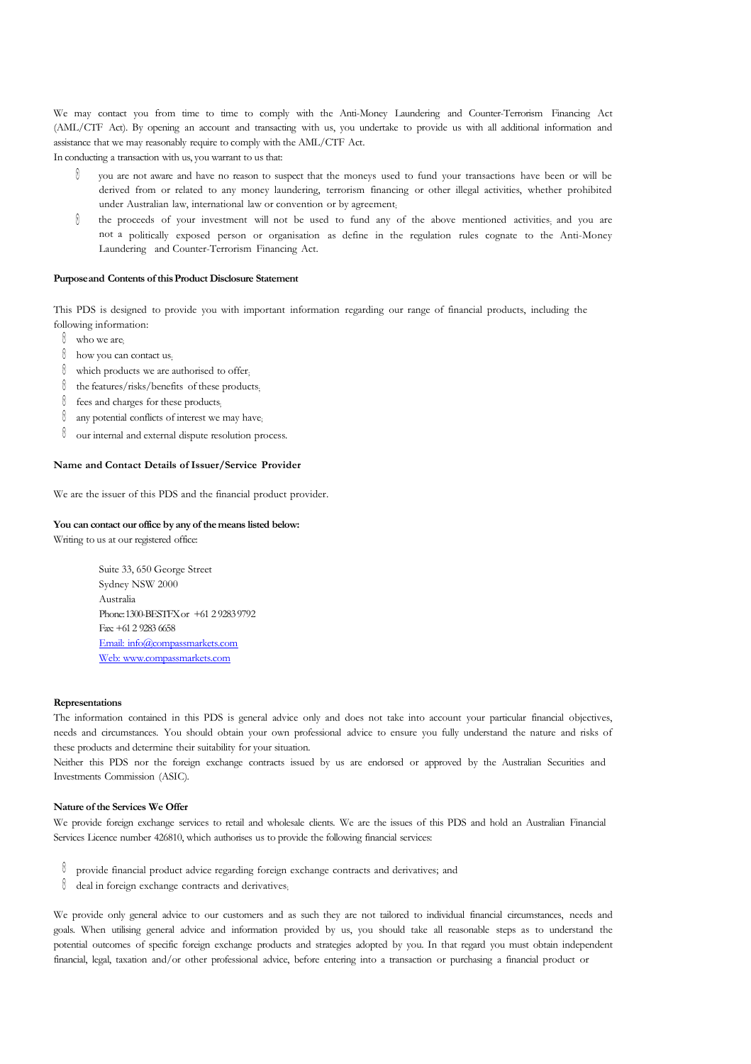We may contact you from time to time to comply with the Anti-Money Laundering and Counter-Terrorism Financing Act (AML/CTF Act). By opening an account and transacting with us, you undertake to provide us with all additional information and assistance that we may reasonably require to comply with the AML/CTF Act.

In conducting a transaction with us, you warrant to us that:

- you are not aware and have no reason to suspect that the moneys used to fund your transactions have been or will be derived from or related to any money laundering, terrorism financing or other illegal activities, whether prohibited under Australian law, international law or convention or by agreement;
- the proceeds of your investment will not be used to fund any of the above mentioned activities; and you are not a politically exposed person or organisation as define in the regulation rules cognate to the Anti-Money Laundering and Counter-Terrorism Financing Act.

**Purpose and Contents of this Product Disclosure Statement**

This PDS is designed to provide you with important information regarding our range of financial products, including the following information:

- who we are;
- how you can contact us;
- which products we are authorised to offer;
- the features/risks/benefits of these products;
- fees and charges for these products;
- any potential conflicts of interest we may have;
- our internal and external dispute resolution process.

**Name and Contact Details of Issuer/Service Provider**

We are the issuer of this PDS and the financial product provider.

**You can contact our office by any of the means listed below:**

Writing to us at our registered office:

Suite 33, 650 George Street
Sydney NSW 2000
Australia
Phone: 1300-BESTFX or +61 2 9283 9792
Fax: +61 2 9283 6658
Email: info@compassmarkets.com
Web: www.compassmarkets.com

**Representations**

The information contained in this PDS is general advice only and does not take into account your particular financial objectives, needs and circumstances. You should obtain your own professional advice to ensure you fully understand the nature and risks of these products and determine their suitability for your situation.

Neither this PDS nor the foreign exchange contracts issued by us are endorsed or approved by the Australian Securities and Investments Commission (ASIC).

**Nature of the Services We Offer**

We provide foreign exchange services to retail and wholesale clients. We are the issues of this PDS and hold an Australian Financial Services Licence number 426810, which authorises us to provide the following financial services:

- provide financial product advice regarding foreign exchange contracts and derivatives; and
- deal in foreign exchange contracts and derivatives;

We provide only general advice to our customers and as such they are not tailored to individual financial circumstances, needs and goals. When utilising general advice and information provided by us, you should take all reasonable steps as to understand the potential outcomes of specific foreign exchange products and strategies adopted by you. In that regard you must obtain independent financial, legal, taxation and/or other professional advice, before entering into a transaction or purchasing a financial product or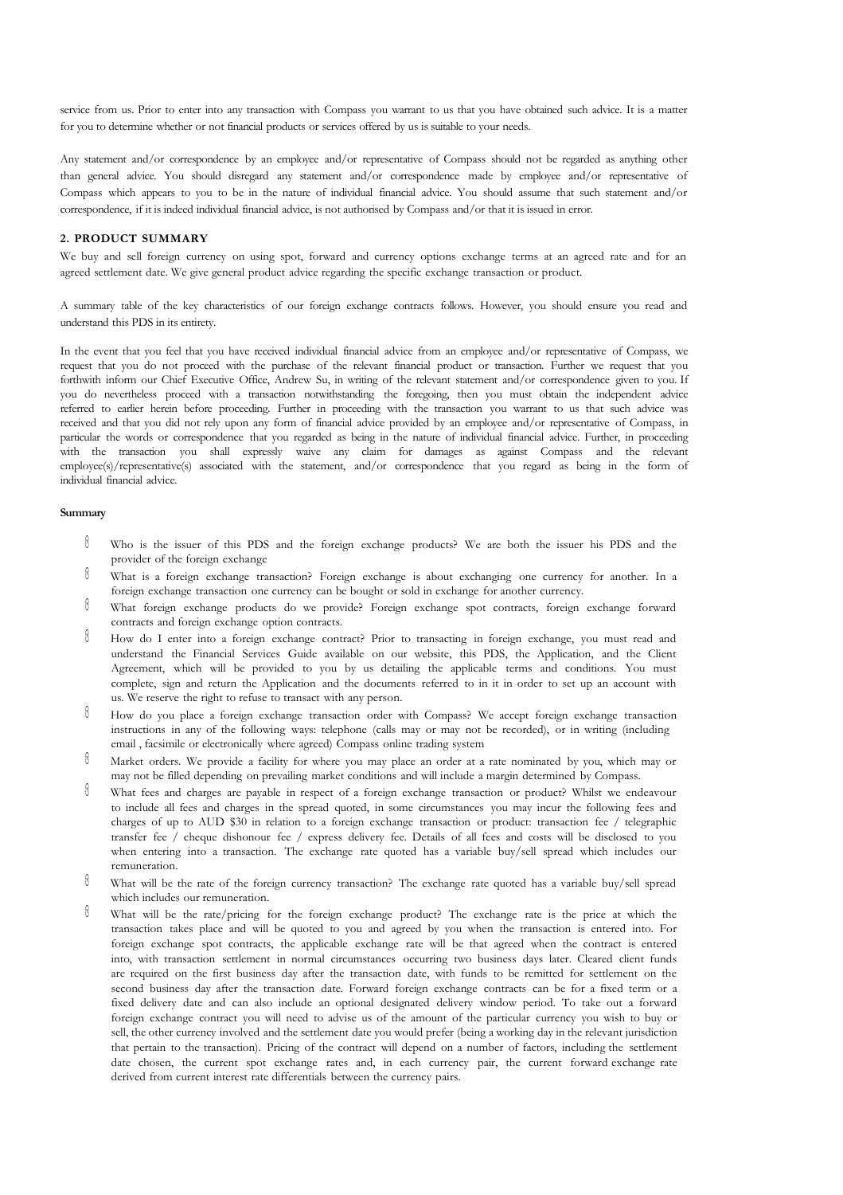service from us. Prior to enter into any transaction with Compass you warrant to us that you have obtained such advice. It is a matter for you to determine whether or not financial products or services offered by us is suitable to your needs.

Any statement and/or correspondence by an employee and/or representative of Compass should not be regarded as anything other than general advice. You should disregard any statement and/or correspondence made by employee and/or representative of Compass which appears to you to be in the nature of individual financial advice. You should assume that such statement and/or correspondence, if it is indeed individual financial advice, is not authorised by Compass and/or that it is issued in error.

## 2. PRODUCT SUMMARY

We buy and sell foreign currency on using spot, forward and currency options exchange terms at an agreed rate and for an agreed settlement date. We give general product advice regarding the specific exchange transaction or product.

A summary table of the key characteristics of our foreign exchange contracts follows. However, you should ensure you read and understand this PDS in its entirety.

In the event that you feel that you have received individual financial advice from an employee and/or representative of Compass, we request that you do not proceed with the purchase of the relevant financial product or transaction. Further we request that you forthwith inform our Chief Executive Office, Andrew Su, in writing of the relevant statement and/or correspondence given to you. If you do nevertheless proceed with a transaction notwithstanding the foregoing, then you must obtain the independent advice referred to earlier herein before proceeding. Further in proceeding with the transaction you warrant to us that such advice was received and that you did not rely upon any form of financial advice provided by an employee and/or representative of Compass, in particular the words or correspondence that you regarded as being in the nature of individual financial advice. Further, in proceeding with the transaction you shall expressly waive any claim for damages as against Compass and the relevant employee(s)/representative(s) associated with the statement, and/or correspondence that you regard as being in the form of individual financial advice.

**Summary**

- Who is the issuer of this PDS and the foreign exchange products? We are both the issuer his PDS and the provider of the foreign exchange
- What is a foreign exchange transaction? Foreign exchange is about exchanging one currency for another. In a foreign exchange transaction one currency can be bought or sold in exchange for another currency.
- What foreign exchange products do we provide? Foreign exchange spot contracts, foreign exchange forward contracts and foreign exchange option contracts.
- How do I enter into a foreign exchange contract? Prior to transacting in foreign exchange, you must read and understand the Financial Services Guide available on our website, this PDS, the Application, and the Client Agreement, which will be provided to you by us detailing the applicable terms and conditions. You must complete, sign and return the Application and the documents referred to in it in order to set up an account with us. We reserve the right to refuse to transact with any person.
- How do you place a foreign exchange transaction order with Compass? We accept foreign exchange transaction instructions in any of the following ways: telephone (calls may or may not be recorded), or in writing (including email , facsimile or electronically where agreed) Compass online trading system
- Market orders. We provide a facility for where you may place an order at a rate nominated by you, which may or may not be filled depending on prevailing market conditions and will include a margin determined by Compass.
- What fees and charges are payable in respect of a foreign exchange transaction or product? Whilst we endeavour to include all fees and charges in the spread quoted, in some circumstances you may incur the following fees and charges of up to AUD $30 in relation to a foreign exchange transaction or product: transaction fee / telegraphic transfer fee / cheque dishonour fee / express delivery fee. Details of all fees and costs will be disclosed to you when entering into a transaction. The exchange rate quoted has a variable buy/sell spread which includes our remuneration.
- What will be the rate of the foreign currency transaction? The exchange rate quoted has a variable buy/sell spread which includes our remuneration.
- What will be the rate/pricing for the foreign exchange product? The exchange rate is the price at which the transaction takes place and will be quoted to you and agreed by you when the transaction is entered into. For foreign exchange spot contracts, the applicable exchange rate will be that agreed when the contract is entered into, with transaction settlement in normal circumstances occurring two business days later. Cleared client funds are required on the first business day after the transaction date, with funds to be remitted for settlement on the second business day after the transaction date. Forward foreign exchange contracts can be for a fixed term or a fixed delivery date and can also include an optional designated delivery window period. To take out a forward foreign exchange contract you will need to advise us of the amount of the particular currency you wish to buy or sell, the other currency involved and the settlement date you would prefer (being a working day in the relevant jurisdiction that pertain to the transaction). Pricing of the contract will depend on a number of factors, including the settlement date chosen, the current spot exchange rates and, in each currency pair, the current forward exchange rate derived from current interest rate differentials between the currency pairs.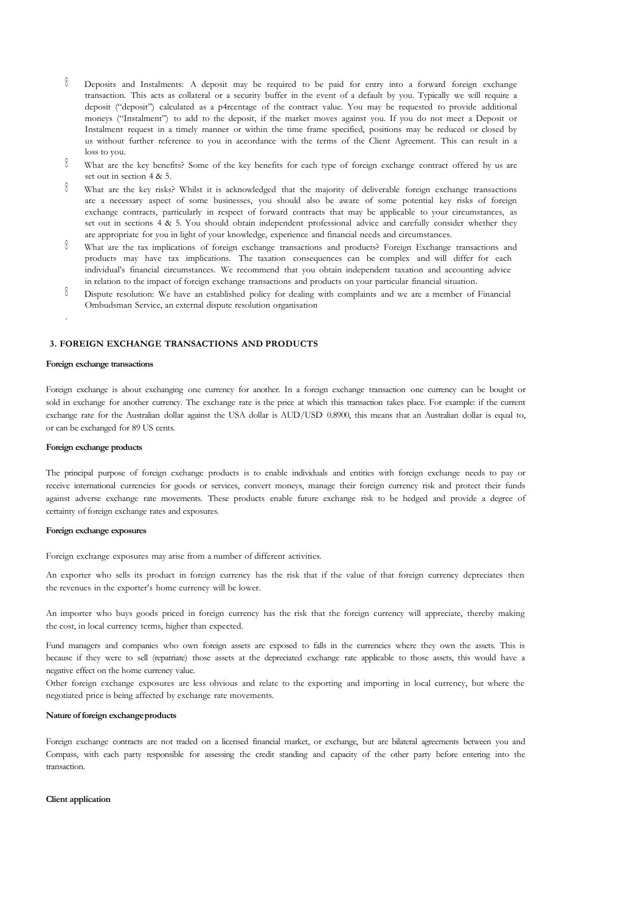- Deposits and Instalments: A deposit may be required to be paid for entry into a forward foreign exchange transaction. This acts as collateral or a security buffer in the event of a default by you. Typically we will require a deposit ("deposit") calculated as a p4rcentage of the contract value. You may be requested to provide additional moneys ("Instalment") to add to the deposit, if the market moves against you. If you do not meet a Deposit or Instalment request in a timely manner or within the time frame specified, positions may be reduced or closed by us without further reference to you in accordance with the terms of the Client Agreement. This can result in a loss to you.
- What are the key benefits? Some of the key benefits for each type of foreign exchange contract offered by us are set out in section 4 & 5.
- What are the key risks? Whilst it is acknowledged that the majority of deliverable foreign exchange transactions are a necessary aspect of some businesses, you should also be aware of some potential key risks of foreign exchange contracts, particularly in respect of forward contracts that may be applicable to your circumstances, as set out in sections 4 & 5. You should obtain independent professional advice and carefully consider whether they are appropriate for you in light of your knowledge, experience and financial needs and circumstances.
- What are the tax implications of foreign exchange transactions and products? Foreign Exchange transactions and products may have tax implications. The taxation consequences can be complex and will differ for each individual's financial circumstances. We recommend that you obtain independent taxation and accounting advice in relation to the impact of foreign exchange transactions and products on your particular financial situation.
- Dispute resolution: We have an established policy for dealing with complaints and we are a member of Financial Ombudsman Service, an external dispute resolution organisation

.

## 3. FOREIGN EXCHANGE TRANSACTIONS AND PRODUCTS

**Foreign exchange transactions**

Foreign exchange is about exchanging one currency for another. In a foreign exchange transaction one currency can be bought or sold in exchange for another currency. The exchange rate is the price at which this transaction takes place. For example: if the current exchange rate for the Australian dollar against the USA dollar is AUD/USD 0.8900, this means that an Australian dollar is equal to, or can be exchanged for 89 US cents.

**Foreign exchange products**

The principal purpose of foreign exchange products is to enable individuals and entities with foreign exchange needs to pay or receive international currencies for goods or services, convert moneys, manage their foreign currency risk and protect their funds against adverse exchange rate movements. These products enable future exchange risk to be hedged and provide a degree of certainty of foreign exchange rates and exposures.

**Foreign exchange exposures**

Foreign exchange exposures may arise from a number of different activities.

An exporter who sells its product in foreign currency has the risk that if the value of that foreign currency depreciates then the revenues in the exporter's home currency will be lower.

An importer who buys goods priced in foreign currency has the risk that the foreign currency will appreciate, thereby making the cost, in local currency terms, higher than expected.

Fund managers and companies who own foreign assets are exposed to falls in the currencies where they own the assets. This is because if they were to sell (repatriate) those assets at the depreciated exchange rate applicable to those assets, this would have a negative effect on the home currency value.

Other foreign exchange exposures are less obvious and relate to the exporting and importing in local currency, but where the negotiated price is being affected by exchange rate movements.

**Nature of foreign exchange products**

Foreign exchange contracts are not traded on a licensed financial market, or exchange, but are bilateral agreements between you and Compass, with each party responsible for assessing the credit standing and capacity of the other party before entering into the transaction.

**Client application**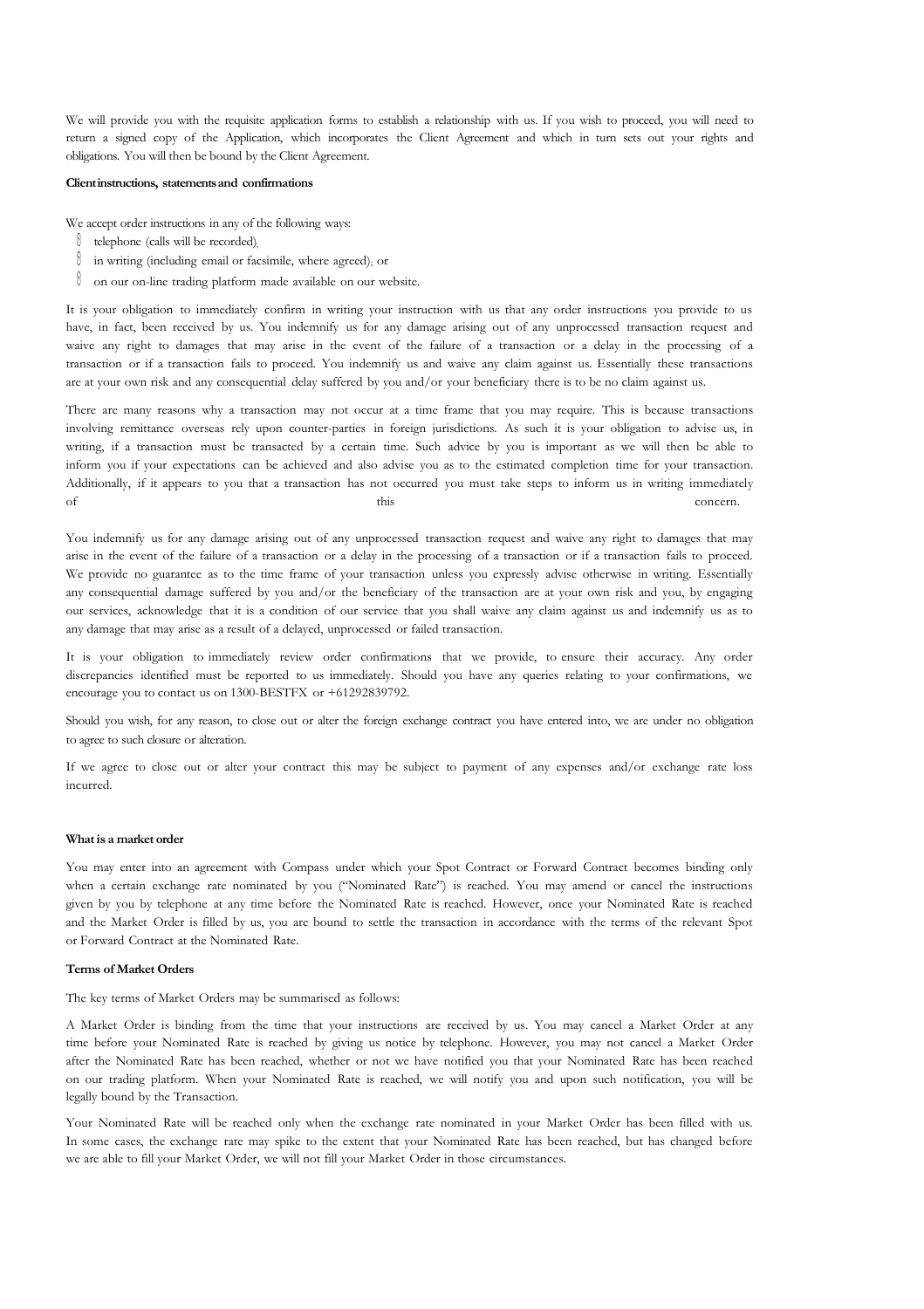We will provide you with the requisite application forms to establish a relationship with us. If you wish to proceed, you will need to return a signed copy of the Application, which incorporates the Client Agreement and which in turn sets out your rights and obligations. You will then be bound by the Client Agreement.

**Client instructions, statements and confirmations**

We accept order instructions in any of the following ways:

- telephone (calls will be recorded);
- in writing (including email or facsimile, where agreed); or
- on our on-line trading platform made available on our website.

It is your obligation to immediately confirm in writing your instruction with us that any order instructions you provide to us have, in fact, been received by us. You indemnify us for any damage arising out of any unprocessed transaction request and waive any right to damages that may arise in the event of the failure of a transaction or a delay in the processing of a transaction or if a transaction fails to proceed. You indemnify us and waive any claim against us. Essentially these transactions are at your own risk and any consequential delay suffered by you and/or your beneficiary there is to be no claim against us.

There are many reasons why a transaction may not occur at a time frame that you may require. This is because transactions involving remittance overseas rely upon counter-parties in foreign jurisdictions. As such it is your obligation to advise us, in writing, if a transaction must be transacted by a certain time. Such advice by you is important as we will then be able to inform you if your expectations can be achieved and also advise you as to the estimated completion time for your transaction. Additionally, if it appears to you that a transaction has not occurred you must take steps to inform us in writing immediately of this concern.

You indemnify us for any damage arising out of any unprocessed transaction request and waive any right to damages that may arise in the event of the failure of a transaction or a delay in the processing of a transaction or if a transaction fails to proceed. We provide no guarantee as to the time frame of your transaction unless you expressly advise otherwise in writing. Essentially any consequential damage suffered by you and/or the beneficiary of the transaction are at your own risk and you, by engaging our services, acknowledge that it is a condition of our service that you shall waive any claim against us and indemnify us as to any damage that may arise as a result of a delayed, unprocessed or failed transaction.

It is your obligation to immediately review order confirmations that we provide, to ensure their accuracy. Any order discrepancies identified must be reported to us immediately. Should you have any queries relating to your confirmations, we encourage you to contact us on 1300-BESTFX or +61292839792.

Should you wish, for any reason, to close out or alter the foreign exchange contract you have entered into, we are under no obligation to agree to such closure or alteration.

If we agree to close out or alter your contract this may be subject to payment of any expenses and/or exchange rate loss incurred.

**What is a market order**

You may enter into an agreement with Compass under which your Spot Contract or Forward Contract becomes binding only when a certain exchange rate nominated by you ("Nominated Rate") is reached. You may amend or cancel the instructions given by you by telephone at any time before the Nominated Rate is reached. However, once your Nominated Rate is reached and the Market Order is filled by us, you are bound to settle the transaction in accordance with the terms of the relevant Spot or Forward Contract at the Nominated Rate.

**Terms of Market Orders**

The key terms of Market Orders may be summarised as follows:

A Market Order is binding from the time that your instructions are received by us. You may cancel a Market Order at any time before your Nominated Rate is reached by giving us notice by telephone. However, you may not cancel a Market Order after the Nominated Rate has been reached, whether or not we have notified you that your Nominated Rate has been reached on our trading platform. When your Nominated Rate is reached, we will notify you and upon such notification, you will be legally bound by the Transaction.

Your Nominated Rate will be reached only when the exchange rate nominated in your Market Order has been filled with us. In some cases, the exchange rate may spike to the extent that your Nominated Rate has been reached, but has changed before we are able to fill your Market Order, we will not fill your Market Order in those circumstances.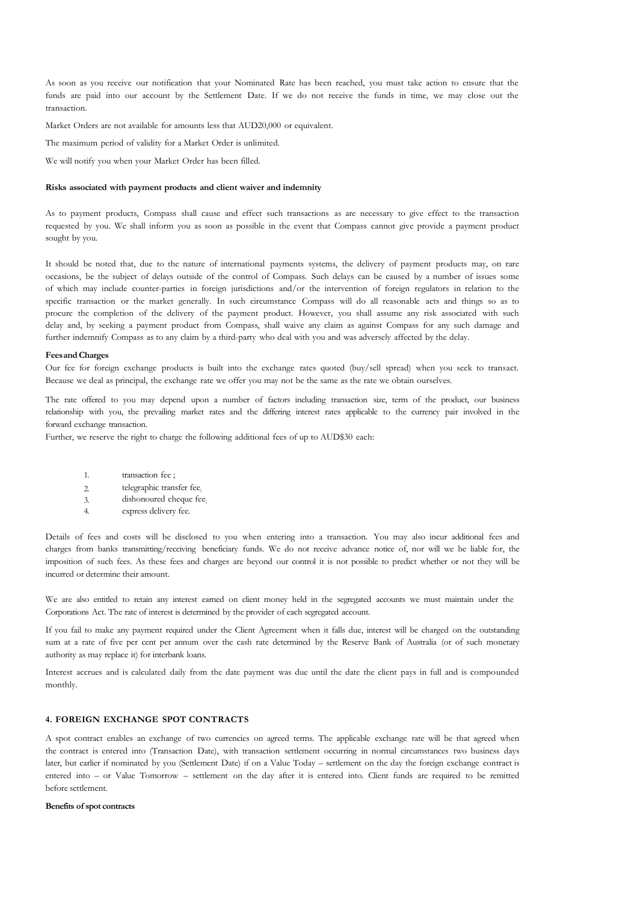As soon as you receive our notification that your Nominated Rate has been reached, you must take action to ensure that the funds are paid into our account by the Settlement Date. If we do not receive the funds in time, we may close out the transaction.

Market Orders are not available for amounts less that AUD20,000 or equivalent.

The maximum period of validity for a Market Order is unlimited.

We will notify you when your Market Order has been filled.

**Risks associated with payment products and client waiver and indemnity**

As to payment products, Compass shall cause and effect such transactions as are necessary to give effect to the transaction requested by you. We shall inform you as soon as possible in the event that Compass cannot give provide a payment product sought by you.

It should be noted that, due to the nature of international payments systems, the delivery of payment products may, on rare occasions, be the subject of delays outside of the control of Compass. Such delays can be caused by a number of issues some of which may include counter-parties in foreign jurisdictions and/or the intervention of foreign regulators in relation to the specific transaction or the market generally. In such circumstance Compass will do all reasonable acts and things so as to procure the completion of the delivery of the payment product. However, you shall assume any risk associated with such delay and, by seeking a payment product from Compass, shall waive any claim as against Compass for any such damage and further indemnify Compass as to any claim by a third-party who deal with you and was adversely affected by the delay.

**Fees and Charges**

Our fee for foreign exchange products is built into the exchange rates quoted (buy/sell spread) when you seek to transact. Because we deal as principal, the exchange rate we offer you may not be the same as the rate we obtain ourselves.

The rate offered to you may depend upon a number of factors including transaction size, term of the product, our business relationship with you, the prevailing market rates and the differing interest rates applicable to the currency pair involved in the forward exchange transaction.

Further, we reserve the right to charge the following additional fees of up to AUD$30 each:

1. transaction fee ;
2. telegraphic transfer fee;
3. dishonoured cheque fee;
4. express delivery fee.

Details of fees and costs will be disclosed to you when entering into a transaction. You may also incur additional fees and charges from banks transmitting/receiving beneficiary funds. We do not receive advance notice of, nor will we be liable for, the imposition of such fees. As these fees and charges are beyond our control it is not possible to predict whether or not they will be incurred or determine their amount.

We are also entitled to retain any interest earned on client money held in the segregated accounts we must maintain under the Corporations Act. The rate of interest is determined by the provider of each segregated account.

If you fail to make any payment required under the Client Agreement when it falls due, interest will be charged on the outstanding sum at a rate of five per cent per annum over the cash rate determined by the Reserve Bank of Australia (or of such monetary authority as may replace it) for interbank loans.

Interest accrues and is calculated daily from the date payment was due until the date the client pays in full and is compounded monthly.

## 4. FOREIGN EXCHANGE SPOT CONTRACTS

A spot contract enables an exchange of two currencies on agreed terms. The applicable exchange rate will be that agreed when the contract is entered into (Transaction Date), with transaction settlement occurring in normal circumstances two business days later, but earlier if nominated by you (Settlement Date) if on a Value Today – settlement on the day the foreign exchange contract is entered into – or Value Tomorrow – settlement on the day after it is entered into. Client funds are required to be remitted before settlement.

**Benefits of spot contracts**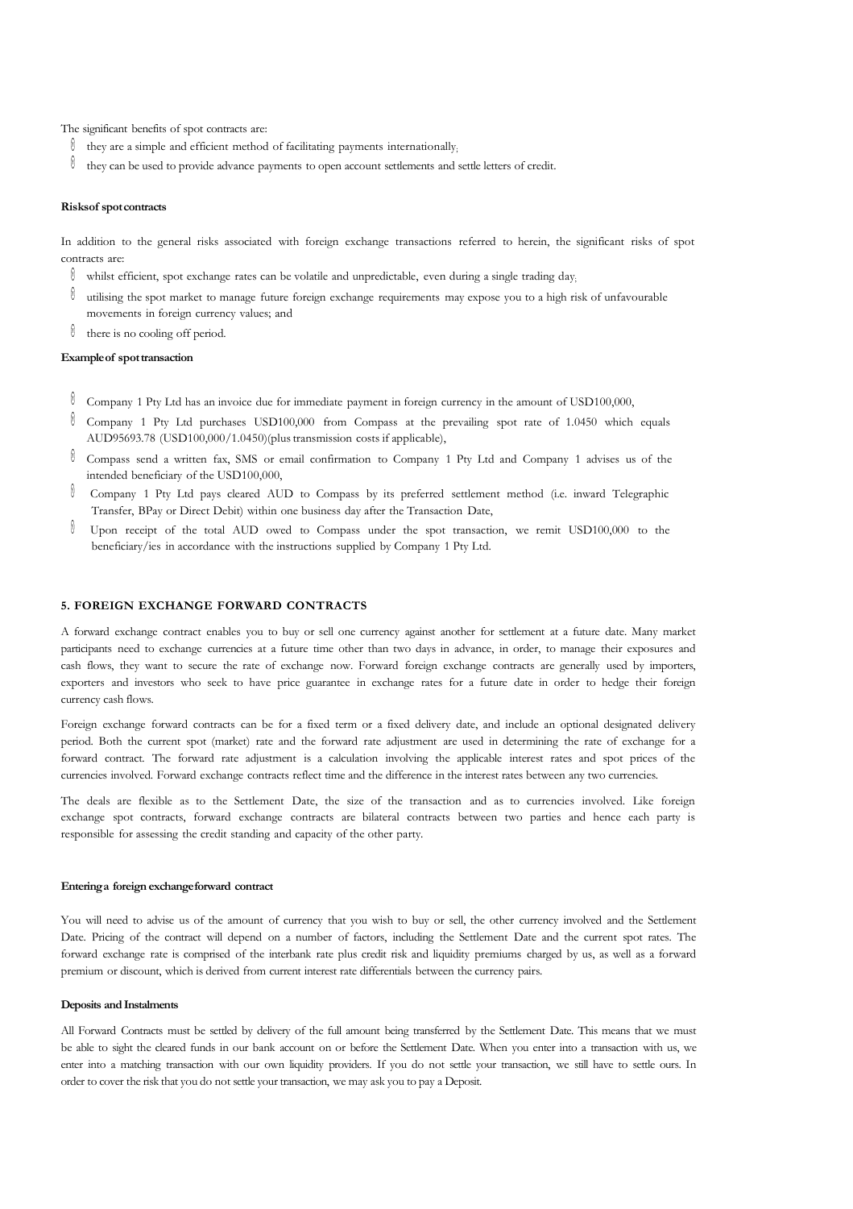The significant benefits of spot contracts are:

- they are a simple and efficient method of facilitating payments internationally;
- they can be used to provide advance payments to open account settlements and settle letters of credit.

**Risks of spot contracts**

In addition to the general risks associated with foreign exchange transactions referred to herein, the significant risks of spot contracts are:

- whilst efficient, spot exchange rates can be volatile and unpredictable, even during a single trading day;
- utilising the spot market to manage future foreign exchange requirements may expose you to a high risk of unfavourable movements in foreign currency values; and
- there is no cooling off period.

**Example of spot transaction**

- Company 1 Pty Ltd has an invoice due for immediate payment in foreign currency in the amount of USD100,000,
- Company 1 Pty Ltd purchases USD100,000 from Compass at the prevailing spot rate of 1.0450 which equals AUD95693.78 (USD100,000/1.0450)(plus transmission costs if applicable),
- Compass send a written fax, SMS or email confirmation to Company 1 Pty Ltd and Company 1 advises us of the intended beneficiary of the USD100,000,
- Company 1 Pty Ltd pays cleared AUD to Compass by its preferred settlement method (i.e. inward Telegraphic Transfer, BPay or Direct Debit) within one business day after the Transaction Date,
- Upon receipt of the total AUD owed to Compass under the spot transaction, we remit USD100,000 to the beneficiary/ies in accordance with the instructions supplied by Company 1 Pty Ltd.

## 5. FOREIGN EXCHANGE FORWARD CONTRACTS

A forward exchange contract enables you to buy or sell one currency against another for settlement at a future date. Many market participants need to exchange currencies at a future time other than two days in advance, in order, to manage their exposures and cash flows, they want to secure the rate of exchange now. Forward foreign exchange contracts are generally used by importers, exporters and investors who seek to have price guarantee in exchange rates for a future date in order to hedge their foreign currency cash flows.

Foreign exchange forward contracts can be for a fixed term or a fixed delivery date, and include an optional designated delivery period. Both the current spot (market) rate and the forward rate adjustment are used in determining the rate of exchange for a forward contract. The forward rate adjustment is a calculation involving the applicable interest rates and spot prices of the currencies involved. Forward exchange contracts reflect time and the difference in the interest rates between any two currencies.

The deals are flexible as to the Settlement Date, the size of the transaction and as to currencies involved. Like foreign exchange spot contracts, forward exchange contracts are bilateral contracts between two parties and hence each party is responsible for assessing the credit standing and capacity of the other party.

**Entering a foreign exchange forward contract**

You will need to advise us of the amount of currency that you wish to buy or sell, the other currency involved and the Settlement Date. Pricing of the contract will depend on a number of factors, including the Settlement Date and the current spot rates. The forward exchange rate is comprised of the interbank rate plus credit risk and liquidity premiums charged by us, as well as a forward premium or discount, which is derived from current interest rate differentials between the currency pairs.

**Deposits and Instalments**

All Forward Contracts must be settled by delivery of the full amount being transferred by the Settlement Date. This means that we must be able to sight the cleared funds in our bank account on or before the Settlement Date. When you enter into a transaction with us, we enter into a matching transaction with our own liquidity providers. If you do not settle your transaction, we still have to settle ours. In order to cover the risk that you do not settle your transaction, we may ask you to pay a Deposit.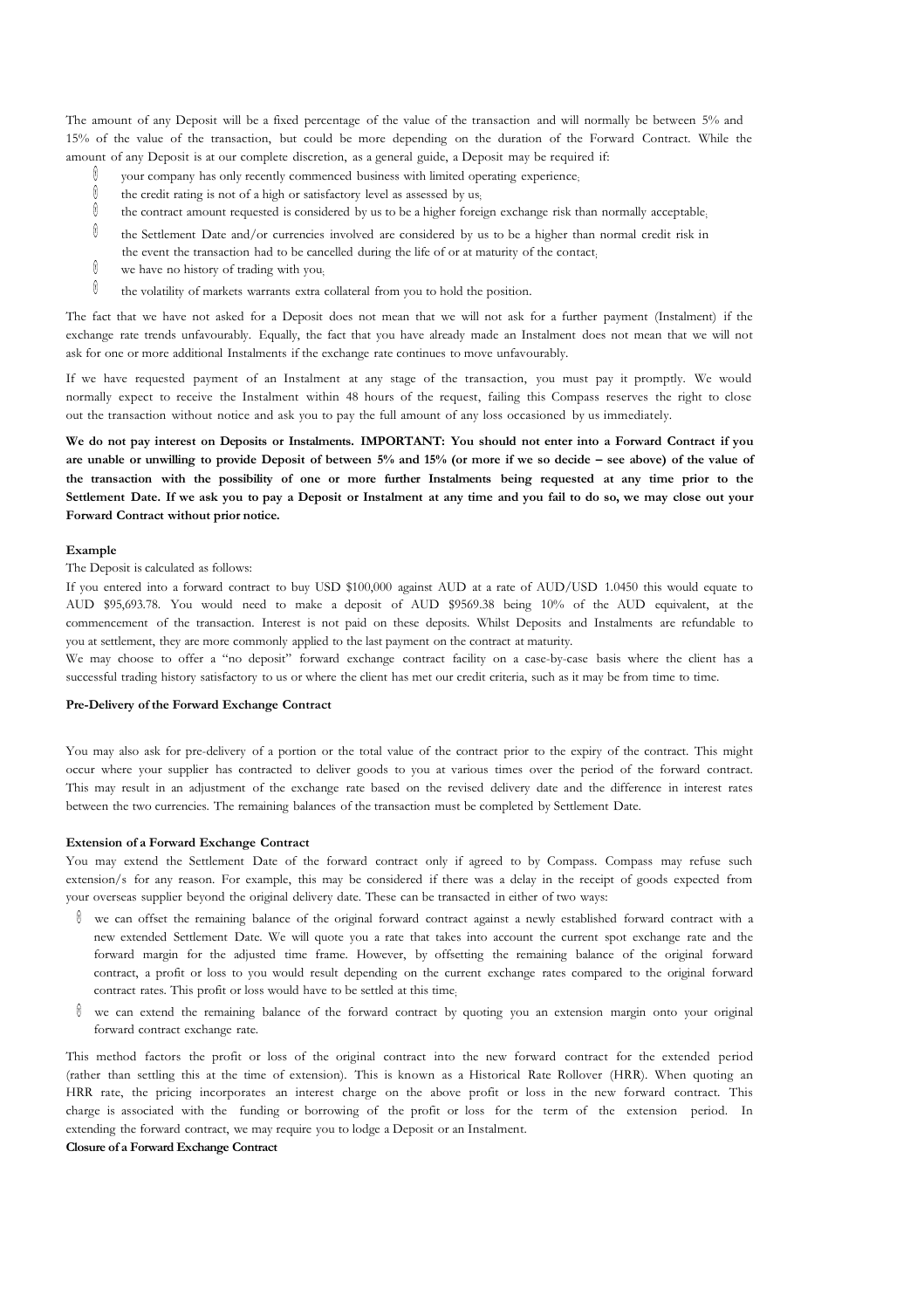The amount of any Deposit will be a fixed percentage of the value of the transaction and will normally be between 5% and 15% of the value of the transaction, but could be more depending on the duration of the Forward Contract. While the amount of any Deposit is at our complete discretion, as a general guide, a Deposit may be required if:

- your company has only recently commenced business with limited operating experience;
- the credit rating is not of a high or satisfactory level as assessed by us;
- the contract amount requested is considered by us to be a higher foreign exchange risk than normally acceptable;
- the Settlement Date and/or currencies involved are considered by us to be a higher than normal credit risk in the event the transaction had to be cancelled during the life of or at maturity of the contact;
- we have no history of trading with you;
- the volatility of markets warrants extra collateral from you to hold the position.

The fact that we have not asked for a Deposit does not mean that we will not ask for a further payment (Instalment) if the exchange rate trends unfavourably. Equally, the fact that you have already made an Instalment does not mean that we will not ask for one or more additional Instalments if the exchange rate continues to move unfavourably.

If we have requested payment of an Instalment at any stage of the transaction, you must pay it promptly. We would normally expect to receive the Instalment within 48 hours of the request, failing this Compass reserves the right to close out the transaction without notice and ask you to pay the full amount of any loss occasioned by us immediately.

**We do not pay interest on Deposits or Instalments. IMPORTANT: You should not enter into a Forward Contract if you are unable or unwilling to provide Deposit of between 5% and 15% (or more if we so decide – see above) of the value of the transaction with the possibility of one or more further Instalments being requested at any time prior to the Settlement Date. If we ask you to pay a Deposit or Instalment at any time and you fail to do so, we may close out your Forward Contract without prior notice.**

**Example**

The Deposit is calculated as follows:

If you entered into a forward contract to buy USD $100,000 against AUD at a rate of AUD/USD 1.0450 this would equate to AUD $95,693.78. You would need to make a deposit of AUD $9569.38 being 10% of the AUD equivalent, at the commencement of the transaction. Interest is not paid on these deposits. Whilst Deposits and Instalments are refundable to you at settlement, they are more commonly applied to the last payment on the contract at maturity.

We may choose to offer a "no deposit" forward exchange contract facility on a case-by-case basis where the client has a successful trading history satisfactory to us or where the client has met our credit criteria, such as it may be from time to time.

**Pre-Delivery of the Forward Exchange Contract**

You may also ask for pre-delivery of a portion or the total value of the contract prior to the expiry of the contract. This might occur where your supplier has contracted to deliver goods to you at various times over the period of the forward contract. This may result in an adjustment of the exchange rate based on the revised delivery date and the difference in interest rates between the two currencies. The remaining balances of the transaction must be completed by Settlement Date.

**Extension of a Forward Exchange Contract**

You may extend the Settlement Date of the forward contract only if agreed to by Compass. Compass may refuse such extension/s for any reason. For example, this may be considered if there was a delay in the receipt of goods expected from your overseas supplier beyond the original delivery date. These can be transacted in either of two ways:

- we can offset the remaining balance of the original forward contract against a newly established forward contract with a new extended Settlement Date. We will quote you a rate that takes into account the current spot exchange rate and the forward margin for the adjusted time frame. However, by offsetting the remaining balance of the original forward contract, a profit or loss to you would result depending on the current exchange rates compared to the original forward contract rates. This profit or loss would have to be settled at this time;
- we can extend the remaining balance of the forward contract by quoting you an extension margin onto your original forward contract exchange rate.

This method factors the profit or loss of the original contract into the new forward contract for the extended period (rather than settling this at the time of extension). This is known as a Historical Rate Rollover (HRR). When quoting an HRR rate, the pricing incorporates an interest charge on the above profit or loss in the new forward contract. This charge is associated with the funding or borrowing of the profit or loss for the term of the extension period. In extending the forward contract, we may require you to lodge a Deposit or an Instalment.

**Closure of a Forward Exchange Contract**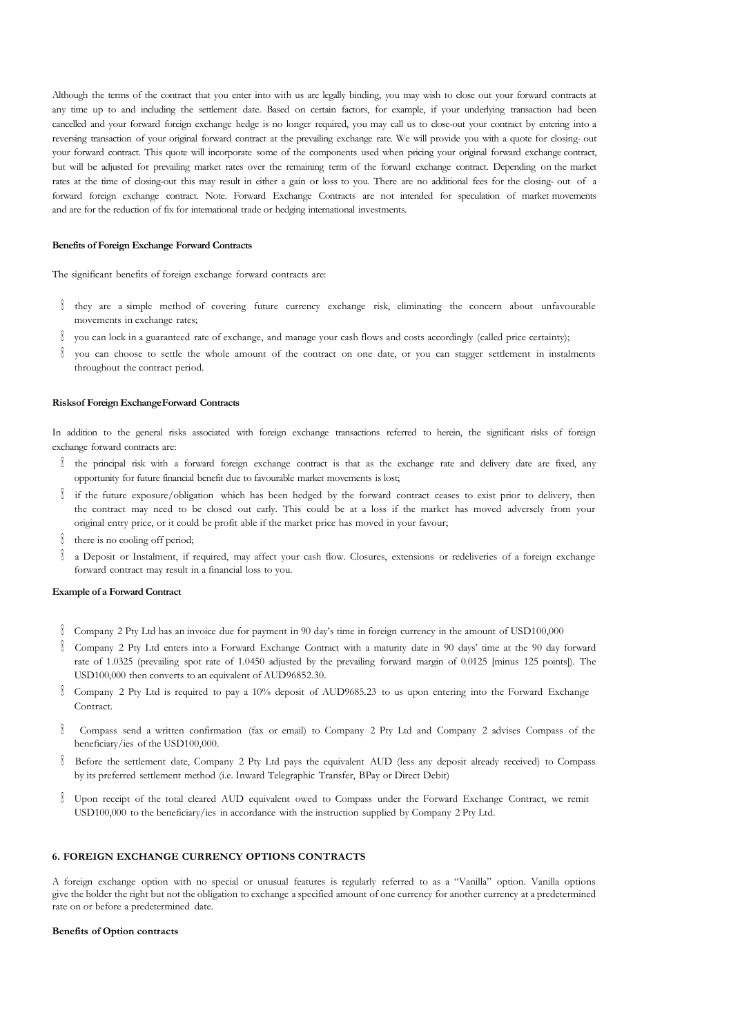Although the terms of the contract that you enter into with us are legally binding, you may wish to close out your forward contracts at any time up to and including the settlement date. Based on certain factors, for example, if your underlying transaction had been cancelled and your forward foreign exchange hedge is no longer required, you may call us to close-out your contract by entering into a reversing transaction of your original forward contract at the prevailing exchange rate. We will provide you with a quote for closing- out your forward contract. This quote will incorporate some of the components used when pricing your original forward exchange contract, but will be adjusted for prevailing market rates over the remaining term of the forward exchange contract. Depending on the market rates at the time of closing-out this may result in either a gain or loss to you. There are no additional fees for the closing- out of a forward foreign exchange contract. Note. Forward Exchange Contracts are not intended for speculation of market movements and are for the reduction of fix for international trade or hedging international investments.

**Benefits of Foreign Exchange Forward Contracts**

The significant benefits of foreign exchange forward contracts are:

- they are a simple method of covering future currency exchange risk, eliminating the concern about unfavourable movements in exchange rates;
- you can lock in a guaranteed rate of exchange, and manage your cash flows and costs accordingly (called price certainty);
- you can choose to settle the whole amount of the contract on one date, or you can stagger settlement in instalments throughout the contract period.

**Risksof Foreign ExchangeForward Contracts**

In addition to the general risks associated with foreign exchange transactions referred to herein, the significant risks of foreign exchange forward contracts are:

- the principal risk with a forward foreign exchange contract is that as the exchange rate and delivery date are fixed, any opportunity for future financial benefit due to favourable market movements is lost;
- if the future exposure/obligation which has been hedged by the forward contract ceases to exist prior to delivery, then the contract may need to be closed out early. This could be at a loss if the market has moved adversely from your original entry price, or it could be profit able if the market price has moved in your favour;
- there is no cooling off period;
- a Deposit or Instalment, if required, may affect your cash flow. Closures, extensions or redeliveries of a foreign exchange forward contract may result in a financial loss to you.

**Example of a Forward Contract**

- Company 2 Pty Ltd has an invoice due for payment in 90 day's time in foreign currency in the amount of USD100,000
- Company 2 Pty Ltd enters into a Forward Exchange Contract with a maturity date in 90 days' time at the 90 day forward rate of 1.0325 (prevailing spot rate of 1.0450 adjusted by the prevailing forward margin of 0.0125 [minus 125 points]). The USD100,000 then converts to an equivalent of AUD96852.30.
- Company 2 Pty Ltd is required to pay a 10% deposit of AUD9685.23 to us upon entering into the Forward Exchange Contract.
- Compass send a written confirmation (fax or email) to Company 2 Pty Ltd and Company 2 advises Compass of the beneficiary/ies of the USD100,000.
- Before the settlement date, Company 2 Pty Ltd pays the equivalent AUD (less any deposit already received) to Compass by its preferred settlement method (i.e. Inward Telegraphic Transfer, BPay or Direct Debit)
- Upon receipt of the total cleared AUD equivalent owed to Compass under the Forward Exchange Contract, we remit USD100,000 to the beneficiary/ies in accordance with the instruction supplied by Company 2 Pty Ltd.

## 6. FOREIGN EXCHANGE CURRENCY OPTIONS CONTRACTS

A foreign exchange option with no special or unusual features is regularly referred to as a "Vanilla" option. Vanilla options give the holder the right but not the obligation to exchange a specified amount of one currency for another currency at a predetermined rate on or before a predetermined date.

**Benefits of Option contracts**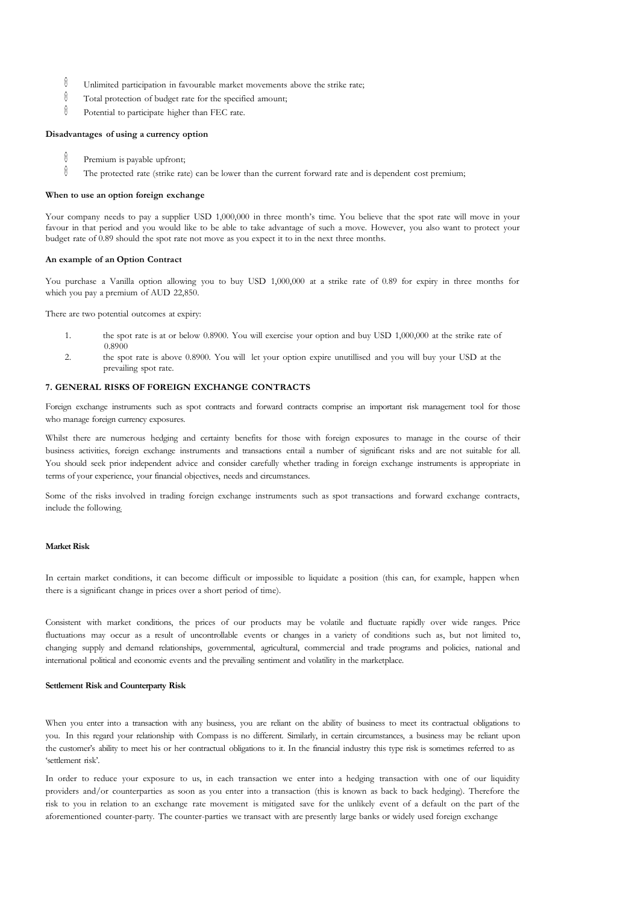- Unlimited participation in favourable market movements above the strike rate;
- Total protection of budget rate for the specified amount;
- Potential to participate higher than FEC rate.

**Disadvantages of using a currency option**

- Premium is payable upfront;
- The protected rate (strike rate) can be lower than the current forward rate and is dependent cost premium;

**When to use an option foreign exchange**

Your company needs to pay a supplier USD 1,000,000 in three month's time. You believe that the spot rate will move in your favour in that period and you would like to be able to take advantage of such a move. However, you also want to protect your budget rate of 0.89 should the spot rate not move as you expect it to in the next three months.

**An example of an Option Contract**

You purchase a Vanilla option allowing you to buy USD 1,000,000 at a strike rate of 0.89 for expiry in three months for which you pay a premium of AUD 22,850.

There are two potential outcomes at expiry:

1. the spot rate is at or below 0.8900. You will exercise your option and buy USD 1,000,000 at the strike rate of 0.8900
2. the spot rate is above 0.8900. You will let your option expire unutillised and you will buy your USD at the prevailing spot rate.

**7. GENERAL RISKS OF FOREIGN EXCHANGE CONTRACTS**

Foreign exchange instruments such as spot contracts and forward contracts comprise an important risk management tool for those who manage foreign currency exposures.

Whilst there are numerous hedging and certainty benefits for those with foreign exposures to manage in the course of their business activities, foreign exchange instruments and transactions entail a number of significant risks and are not suitable for all. You should seek prior independent advice and consider carefully whether trading in foreign exchange instruments is appropriate in terms of your experience, your financial objectives, needs and circumstances.

Some of the risks involved in trading foreign exchange instruments such as spot transactions and forward exchange contracts, include the following;

**Market Risk**

In certain market conditions, it can become difficult or impossible to liquidate a position (this can, for example, happen when there is a significant change in prices over a short period of time).

Consistent with market conditions, the prices of our products may be volatile and fluctuate rapidly over wide ranges. Price fluctuations may occur as a result of uncontrollable events or changes in a variety of conditions such as, but not limited to, changing supply and demand relationships, governmental, agricultural, commercial and trade programs and policies, national and international political and economic events and the prevailing sentiment and volatility in the marketplace.

**Settlement Risk and Counterparty Risk**

When you enter into a transaction with any business, you are reliant on the ability of business to meet its contractual obligations to you. In this regard your relationship with Compass is no different. Similarly, in certain circumstances, a business may be reliant upon the customer's ability to meet his or her contractual obligations to it. In the financial industry this type risk is sometimes referred to as 'settlement risk'.

In order to reduce your exposure to us, in each transaction we enter into a hedging transaction with one of our liquidity providers and/or counterparties as soon as you enter into a transaction (this is known as back to back hedging). Therefore the risk to you in relation to an exchange rate movement is mitigated save for the unlikely event of a default on the part of the aforementioned counter-party. The counter-parties we transact with are presently large banks or widely used foreign exchange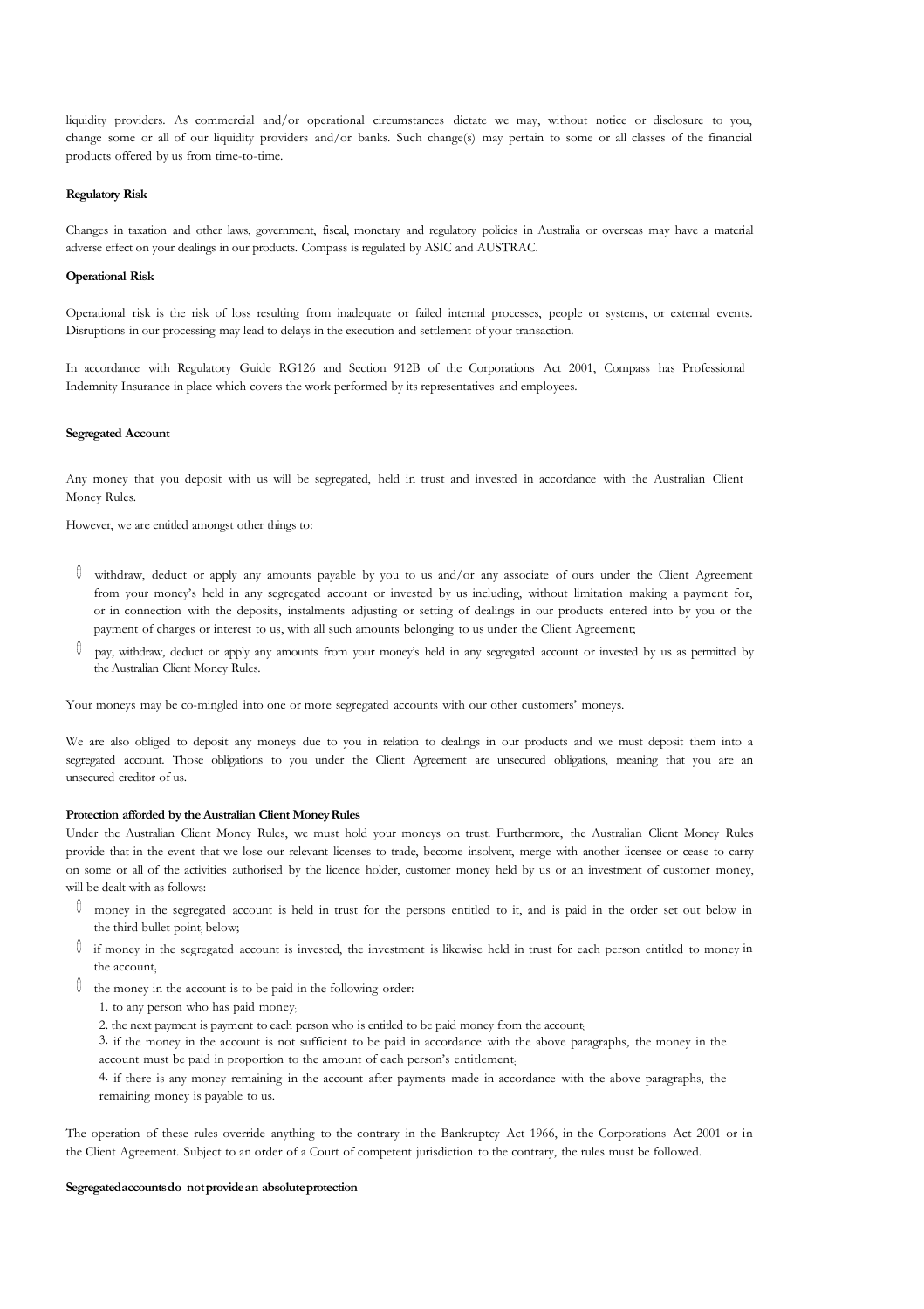liquidity providers. As commercial and/or operational circumstances dictate we may, without notice or disclosure to you, change some or all of our liquidity providers and/or banks. Such change(s) may pertain to some or all classes of the financial products offered by us from time-to-time.

**Regulatory Risk**

Changes in taxation and other laws, government, fiscal, monetary and regulatory policies in Australia or overseas may have a material adverse effect on your dealings in our products. Compass is regulated by ASIC and AUSTRAC.

**Operational Risk**

Operational risk is the risk of loss resulting from inadequate or failed internal processes, people or systems, or external events. Disruptions in our processing may lead to delays in the execution and settlement of your transaction.

In accordance with Regulatory Guide RG126 and Section 912B of the Corporations Act 2001, Compass has Professional Indemnity Insurance in place which covers the work performed by its representatives and employees.

**Segregated Account**

Any money that you deposit with us will be segregated, held in trust and invested in accordance with the Australian Client Money Rules.

However, we are entitled amongst other things to:

- withdraw, deduct or apply any amounts payable by you to us and/or any associate of ours under the Client Agreement from your money's held in any segregated account or invested by us including, without limitation making a payment for, or in connection with the deposits, instalments adjusting or setting of dealings in our products entered into by you or the payment of charges or interest to us, with all such amounts belonging to us under the Client Agreement;
- pay, withdraw, deduct or apply any amounts from your money's held in any segregated account or invested by us as permitted by the Australian Client Money Rules.

Your moneys may be co-mingled into one or more segregated accounts with our other customers' moneys.

We are also obliged to deposit any moneys due to you in relation to dealings in our products and we must deposit them into a segregated account. Those obligations to you under the Client Agreement are unsecured obligations, meaning that you are an unsecured creditor of us.

**Protection afforded by the Australian Client Money Rules**

Under the Australian Client Money Rules, we must hold your moneys on trust. Furthermore, the Australian Client Money Rules provide that in the event that we lose our relevant licenses to trade, become insolvent, merge with another licensee or cease to carry on some or all of the activities authorised by the licence holder, customer money held by us or an investment of customer money, will be dealt with as follows:

- money in the segregated account is held in trust for the persons entitled to it, and is paid in the order set out below in the third bullet point, below;
- if money in the segregated account is invested, the investment is likewise held in trust for each person entitled to money in the account;
- the money in the account is to be paid in the following order:
  1. to any person who has paid money;
  2. the next payment is payment to each person who is entitled to be paid money from the account;
  3. if the money in the account is not sufficient to be paid in accordance with the above paragraphs, the money in the account must be paid in proportion to the amount of each person's entitlement;
  4. if there is any money remaining in the account after payments made in accordance with the above paragraphs, the remaining money is payable to us.

The operation of these rules override anything to the contrary in the Bankruptcy Act 1966, in the Corporations Act 2001 or in the Client Agreement. Subject to an order of a Court of competent jurisdiction to the contrary, the rules must be followed.

**Segregated accounts do not provide an absolute protection**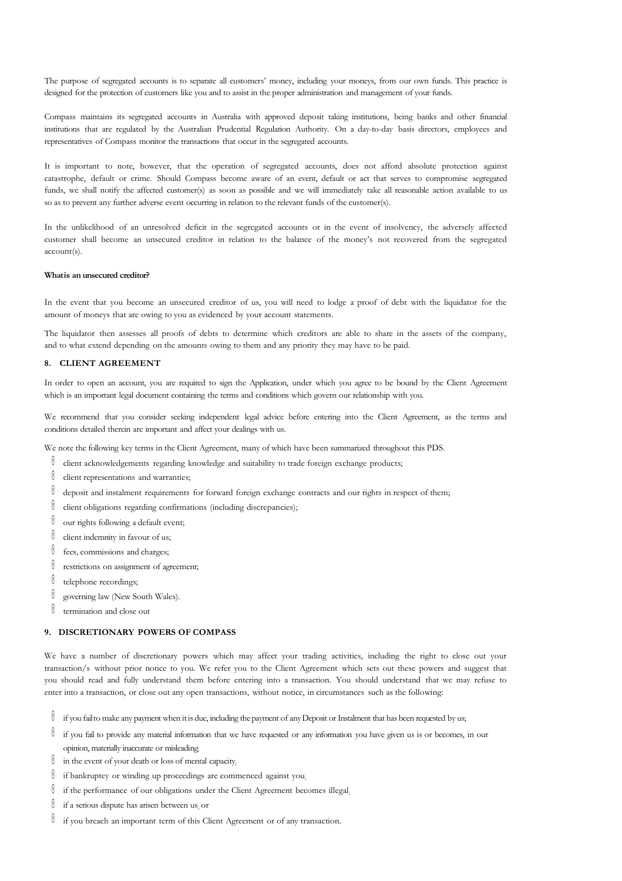The purpose of segregated accounts is to separate all customers' money, including your moneys, from our own funds. This practice is designed for the protection of customers like you and to assist in the proper administration and management of your funds.

Compass maintains its segregated accounts in Australia with approved deposit taking institutions, being banks and other financial institutions that are regulated by the Australian Prudential Regulation Authority. On a day-to-day basis directors, employees and representatives of Compass monitor the transactions that occur in the segregated accounts.

It is important to note, however, that the operation of segregated accounts, does not afford absolute protection against catastrophe, default or crime. Should Compass become aware of an event, default or act that serves to compromise segregated funds, we shall notify the affected customer(s) as soon as possible and we will immediately take all reasonable action available to us so as to prevent any further adverse event occurring in relation to the relevant funds of the customer(s).

In the unlikelihood of an unresolved deficit in the segregated accounts or in the event of insolvency, the adversely affected customer shall become an unsecured creditor in relation to the balance of the money's not recovered from the segregated account(s).

**What is an unsecured creditor?**

In the event that you become an unsecured creditor of us, you will need to lodge a proof of debt with the liquidator for the amount of moneys that are owing to you as evidenced by your account statements.

The liquidator then assesses all proofs of debts to determine which creditors are able to share in the assets of the company, and to what extend depending on the amounts owing to them and any priority they may have to be paid.

## 8. CLIENT AGREEMENT

In order to open an account, you are required to sign the Application, under which you agree to be bound by the Client Agreement which is an important legal document containing the terms and conditions which govern our relationship with you.

We recommend that you consider seeking independent legal advice before entering into the Client Agreement, as the terms and conditions detailed therein are important and affect your dealings with us.

We note the following key terms in the Client Agreement, many of which have been summarized throughout this PDS.

- client acknowledgements regarding knowledge and suitability to trade foreign exchange products;
- client representations and warranties;
- deposit and instalment requirements for forward foreign exchange contracts and our rights in respect of them;
- client obligations regarding confirmations (including discrepancies);
- our rights following a default event;
- client indemnity in favour of us;
- fees, commissions and charges;
- restrictions on assignment of agreement;
- telephone recordings;
- governing law (New South Wales).
- termination and close out

## 9. DISCRETIONARY POWERS OF COMPASS

We have a number of discretionary powers which may affect your trading activities, including the right to close out your transaction/s without prior notice to you. We refer you to the Client Agreement which sets out these powers and suggest that you should read and fully understand them before entering into a transaction. You should understand that we may refuse to enter into a transaction, or close out any open transactions, without notice, in circumstances such as the following:

- if you fail to make any payment when it is due, including the payment of any Deposit or Instalment that has been requested by us;
- if you fail to provide any material information that we have requested or any information you have given us is or becomes, in our opinion, materially inaccurate or misleading;
- in the event of your death or loss of mental capacity;
- if bankruptcy or winding up proceedings are commenced against you;
- if the performance of our obligations under the Client Agreement becomes illegal;
- if a serious dispute has arisen between us; or
- if you breach an important term of this Client Agreement or of any transaction.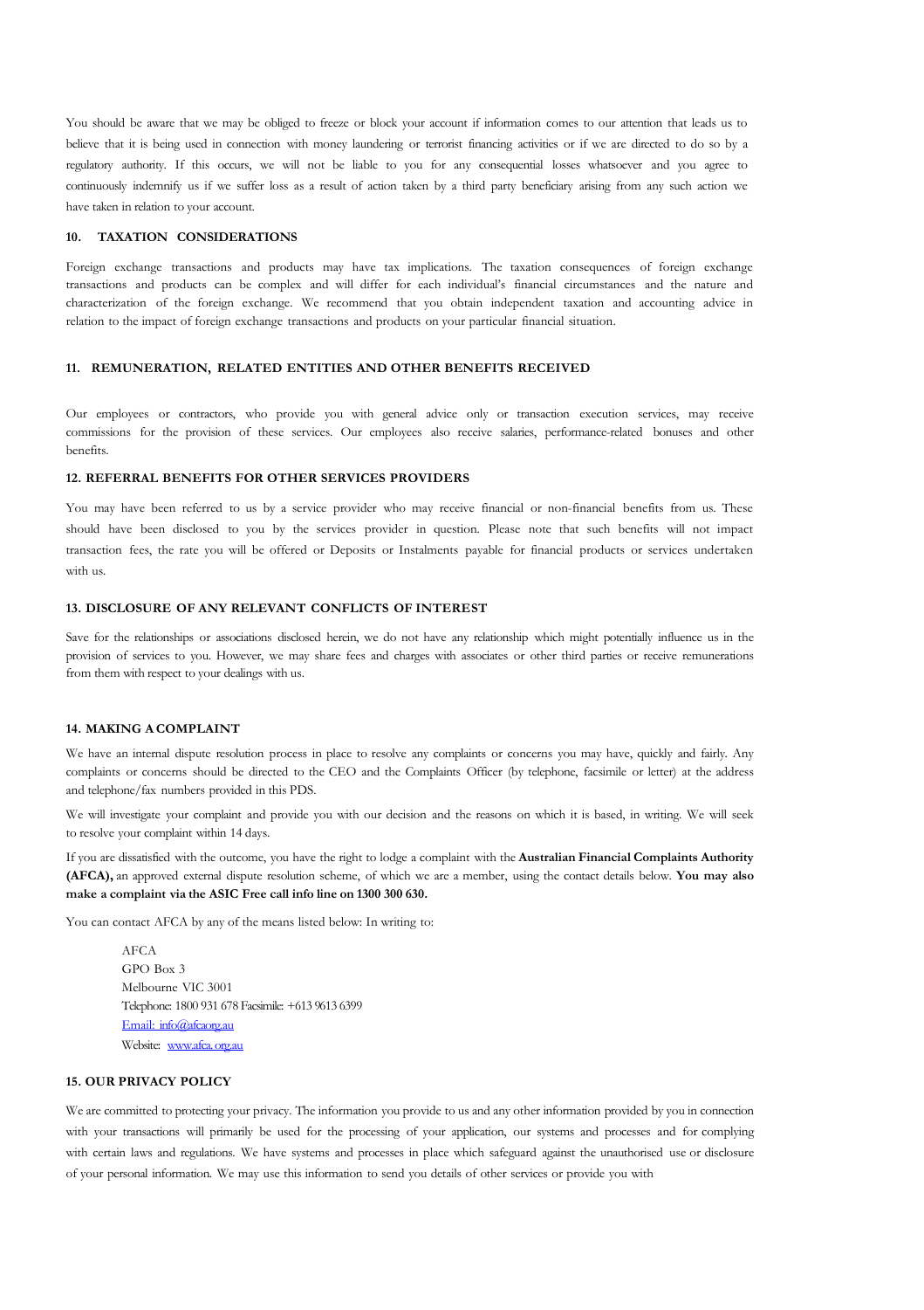You should be aware that we may be obliged to freeze or block your account if information comes to our attention that leads us to believe that it is being used in connection with money laundering or terrorist financing activities or if we are directed to do so by a regulatory authority. If this occurs, we will not be liable to you for any consequential losses whatsoever and you agree to continuously indemnify us if we suffer loss as a result of action taken by a third party beneficiary arising from any such action we have taken in relation to your account.

## 10. TAXATION CONSIDERATIONS

Foreign exchange transactions and products may have tax implications. The taxation consequences of foreign exchange transactions and products can be complex and will differ for each individual's financial circumstances and the nature and characterization of the foreign exchange. We recommend that you obtain independent taxation and accounting advice in relation to the impact of foreign exchange transactions and products on your particular financial situation.

## 11. REMUNERATION, RELATED ENTITIES AND OTHER BENEFITS RECEIVED

Our employees or contractors, who provide you with general advice only or transaction execution services, may receive commissions for the provision of these services. Our employees also receive salaries, performance-related bonuses and other benefits.

## 12. REFERRAL BENEFITS FOR OTHER SERVICES PROVIDERS

You may have been referred to us by a service provider who may receive financial or non-financial benefits from us. These should have been disclosed to you by the services provider in question. Please note that such benefits will not impact transaction fees, the rate you will be offered or Deposits or Instalments payable for financial products or services undertaken with us.

## 13. DISCLOSURE OF ANY RELEVANT CONFLICTS OF INTEREST

Save for the relationships or associations disclosed herein, we do not have any relationship which might potentially influence us in the provision of services to you. However, we may share fees and charges with associates or other third parties or receive remunerations from them with respect to your dealings with us.

## 14. MAKING A COMPLAINT

We have an internal dispute resolution process in place to resolve any complaints or concerns you may have, quickly and fairly. Any complaints or concerns should be directed to the CEO and the Complaints Officer (by telephone, facsimile or letter) at the address and telephone/fax numbers provided in this PDS.

We will investigate your complaint and provide you with our decision and the reasons on which it is based, in writing. We will seek to resolve your complaint within 14 days.

If you are dissatisfied with the outcome, you have the right to lodge a complaint with the **Australian Financial Complaints Authority (AFCA),** an approved external dispute resolution scheme, of which we are a member, using the contact details below. **You may also make a complaint via the ASIC Free call info line on 1300 300 630.**

You can contact AFCA by any of the means listed below: In writing to:

AFCA
GPO Box 3
Melbourne VIC 3001
Telephone: 1800 931 678 Facsimile: +613 9613 6399
Email: info@afca.org.au
Website: www.afca.org.au

## 15. OUR PRIVACY POLICY

We are committed to protecting your privacy. The information you provide to us and any other information provided by you in connection with your transactions will primarily be used for the processing of your application, our systems and processes and for complying with certain laws and regulations. We have systems and processes in place which safeguard against the unauthorised use or disclosure of your personal information. We may use this information to send you details of other services or provide you with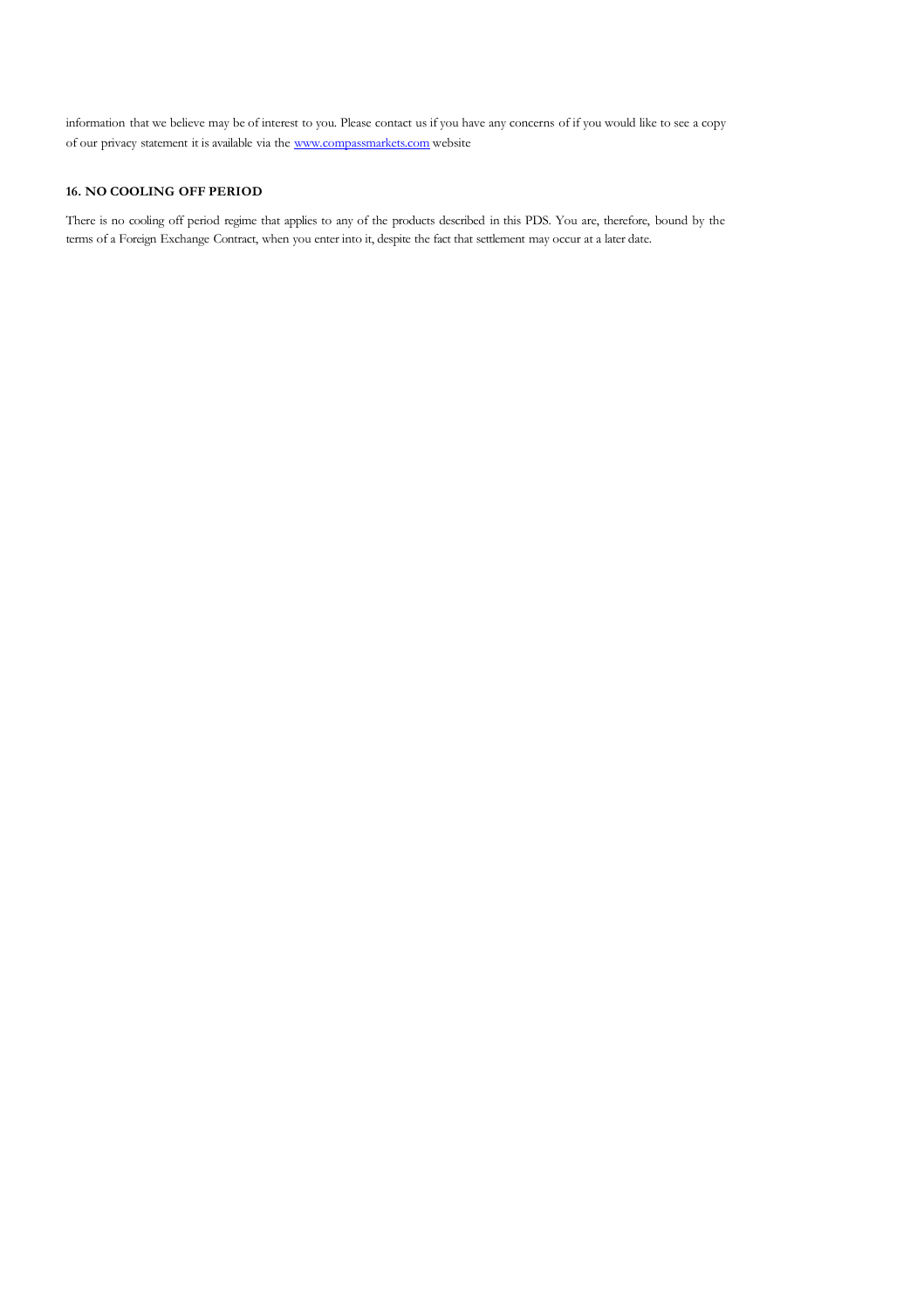information that we believe may be of interest to you. Please contact us if you have any concerns of if you would like to see a copy of our privacy statement it is available via the www.compassmarkets.com website

## 16. NO COOLING OFF PERIOD

There is no cooling off period regime that applies to any of the products described in this PDS. You are, therefore, bound by the terms of a Foreign Exchange Contract, when you enter into it, despite the fact that settlement may occur at a later date.